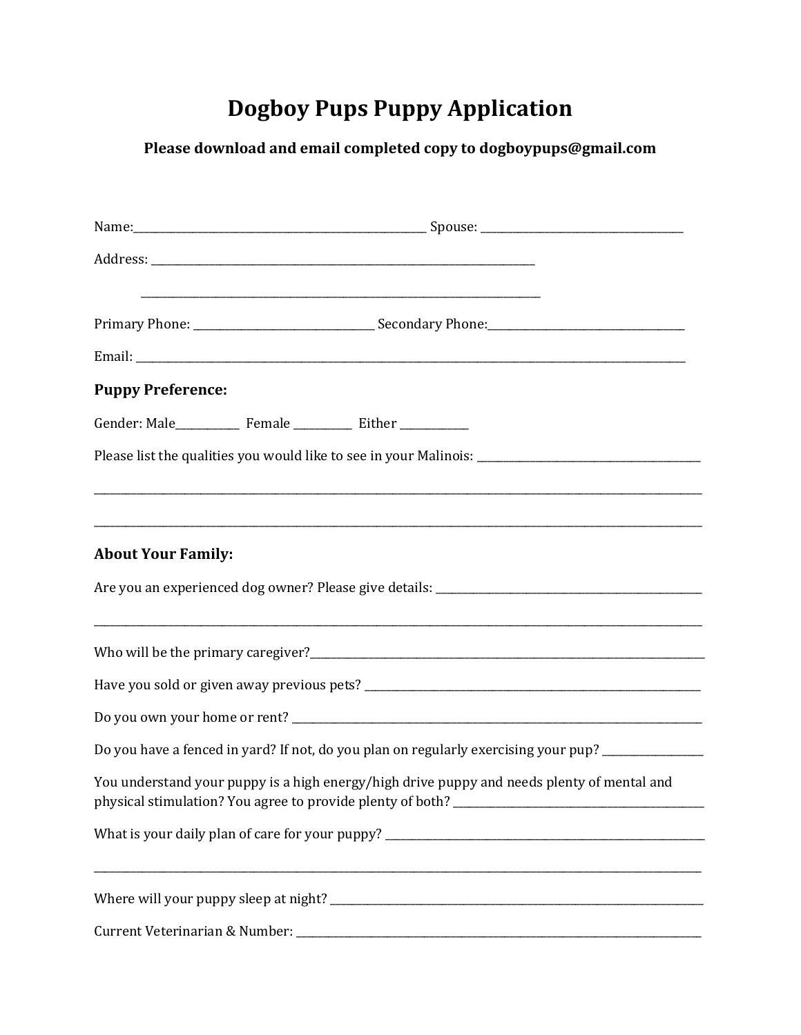# Dogboy Pups Puppy Application

**Please download and email completed copy to dogboypups@gmail.com**

Name:_______________________________________________ Spouse: _________________________________

Address: ______________________________________________________________________

______________________________________________________________________

Primary Phone: ______________________________ Secondary Phone:________________________________

Email: ______________________________________________________________________________________________

**Puppy Preference:**

Gender: Male__________ Female _________ Either ___________

Please list the qualities you would like to see in your Malinois: _____________________________________

______________________________________________________________________________________________

______________________________________________________________________________________________

**About Your Family:**

Are you an experienced dog owner? Please give details: ______________________________________________

______________________________________________________________________________________________

Who will be the primary caregiver?_______________________________________________________________

Have you sold or given away previous pets? ______________________________________________________

Do you own your home or rent? _________________________________________________________________

Do you have a fenced in yard? If not, do you plan on regularly exercising your pup? ________________

You understand your puppy is a high energy/high drive puppy and needs plenty of mental and physical stimulation? You agree to provide plenty of both? _________________________________________

What is your daily plan of care for your puppy? ____________________________________________________

______________________________________________________________________________________________

Where will your puppy sleep at night? _____________________________________________________________

Current Veterinarian & Number: _________________________________________________________________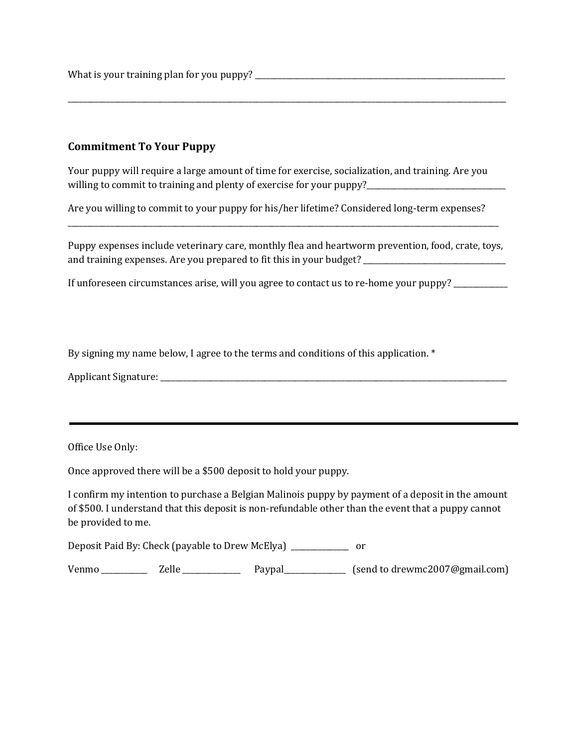What is your training plan for you puppy? ___________________________________________________________________

___________________________________________________________________________________________________

### Commitment To Your Puppy

Your puppy will require a large amount of time for exercise, socialization, and training. Are you willing to commit to training and plenty of exercise for your puppy?____________________________

Are you willing to commit to your puppy for his/her lifetime? Considered long-term expenses?
___________________________________________________________________________________________________

Puppy expenses include veterinary care, monthly flea and heartworm prevention, food, crate, toys, and training expenses. Are you prepared to fit this in your budget? ____________________________

If unforeseen circumstances arise, will you agree to contact us to re-home your puppy? ____________

By signing my name below, I agree to the terms and conditions of this application. *

Applicant Signature: ___________________________________________________________________________

---

Office Use Only:

Once approved there will be a $500 deposit to hold your puppy.

I confirm my intention to purchase a Belgian Malinois puppy by payment of a deposit in the amount of $500. I understand that this deposit is non-refundable other than the event that a puppy cannot be provided to me.

Deposit Paid By: Check (payable to Drew McElya) ____________ or

Venmo __________ Zelle ____________ Paypal____________ (send to drewmc2007@gmail.com)